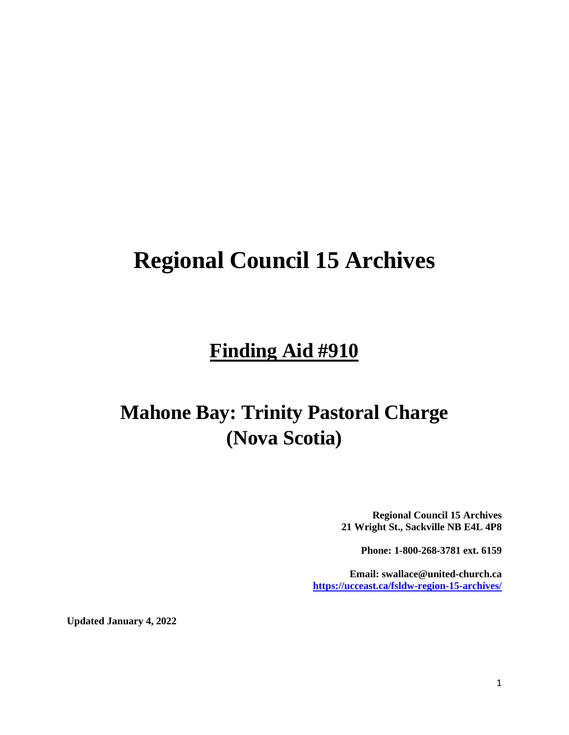# Regional Council 15 Archives

## Finding Aid #910

# Mahone Bay: Trinity Pastoral Charge (Nova Scotia)

**Regional Council 15 Archives**
**21 Wright St., Sackville NB E4L 4P8**

**Phone: 1-800-268-3781 ext. 6159**

**Email: swallace@united-church.ca**
**https://ucceast.ca/fsldw-region-15-archives/**

**Updated January 4, 2022**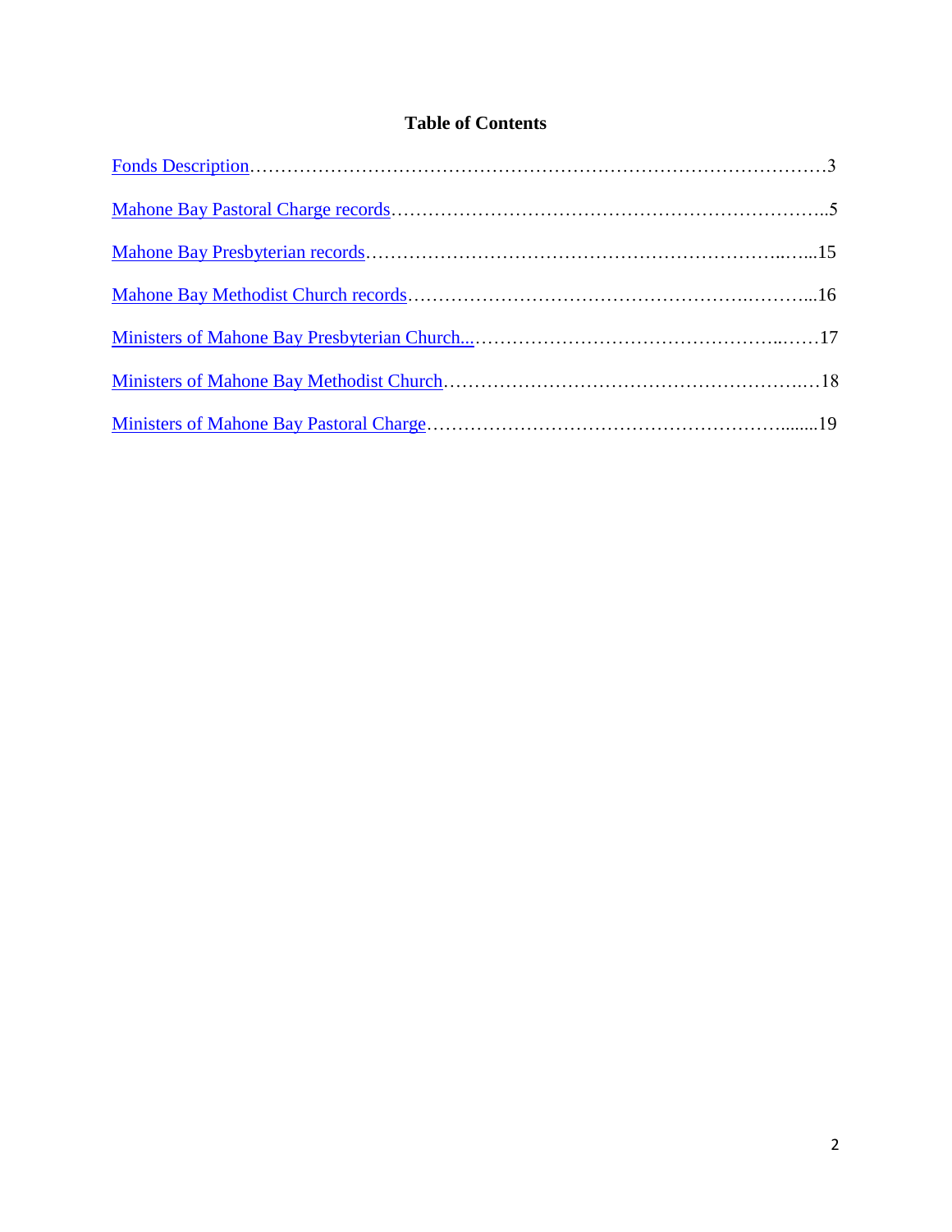# Table of Contents

Fonds Description……………………………………………………………………………3

Mahone Bay Pastoral Charge records…………………………………………………………..5

Mahone Bay Presbyterian records…………………………………………………………..…...15

Mahone Bay Methodist Church records……………………………………………………...16

Ministers of Mahone Bay Presbyterian Church...……………………………………………..……17

Ministers of Mahone Bay Methodist Church………………………………………………….…18

Ministers of Mahone Bay Pastoral Charge……………………………………………….......19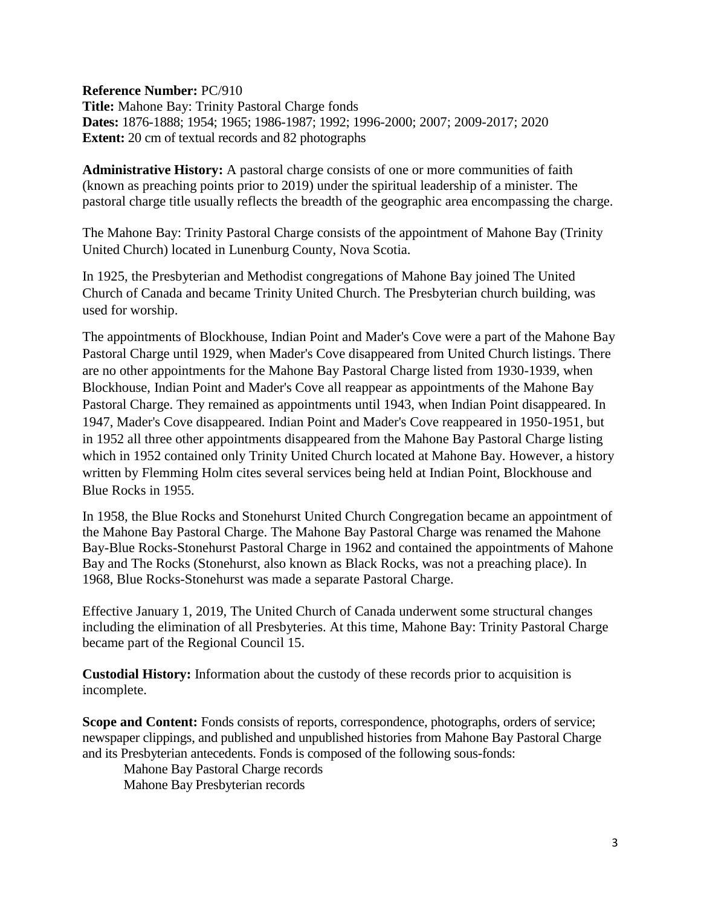**Reference Number:** PC/910
**Title:** Mahone Bay: Trinity Pastoral Charge fonds
**Dates:** 1876-1888; 1954; 1965; 1986-1987; 1992; 1996-2000; 2007; 2009-2017; 2020
**Extent:** 20 cm of textual records and 82 photographs

**Administrative History:** A pastoral charge consists of one or more communities of faith (known as preaching points prior to 2019) under the spiritual leadership of a minister. The pastoral charge title usually reflects the breadth of the geographic area encompassing the charge.

The Mahone Bay: Trinity Pastoral Charge consists of the appointment of Mahone Bay (Trinity United Church) located in Lunenburg County, Nova Scotia.

In 1925, the Presbyterian and Methodist congregations of Mahone Bay joined The United Church of Canada and became Trinity United Church. The Presbyterian church building, was used for worship.

The appointments of Blockhouse, Indian Point and Mader's Cove were a part of the Mahone Bay Pastoral Charge until 1929, when Mader's Cove disappeared from United Church listings. There are no other appointments for the Mahone Bay Pastoral Charge listed from 1930-1939, when Blockhouse, Indian Point and Mader's Cove all reappear as appointments of the Mahone Bay Pastoral Charge. They remained as appointments until 1943, when Indian Point disappeared. In 1947, Mader's Cove disappeared. Indian Point and Mader's Cove reappeared in 1950-1951, but in 1952 all three other appointments disappeared from the Mahone Bay Pastoral Charge listing which in 1952 contained only Trinity United Church located at Mahone Bay. However, a history written by Flemming Holm cites several services being held at Indian Point, Blockhouse and Blue Rocks in 1955.

In 1958, the Blue Rocks and Stonehurst United Church Congregation became an appointment of the Mahone Bay Pastoral Charge. The Mahone Bay Pastoral Charge was renamed the Mahone Bay-Blue Rocks-Stonehurst Pastoral Charge in 1962 and contained the appointments of Mahone Bay and The Rocks (Stonehurst, also known as Black Rocks, was not a preaching place). In 1968, Blue Rocks-Stonehurst was made a separate Pastoral Charge.

Effective January 1, 2019, The United Church of Canada underwent some structural changes including the elimination of all Presbyteries. At this time, Mahone Bay: Trinity Pastoral Charge became part of the Regional Council 15.

**Custodial History:** Information about the custody of these records prior to acquisition is incomplete.

**Scope and Content:** Fonds consists of reports, correspondence, photographs, orders of service; newspaper clippings, and published and unpublished histories from Mahone Bay Pastoral Charge and its Presbyterian antecedents. Fonds is composed of the following sous-fonds:

- Mahone Bay Pastoral Charge records
- Mahone Bay Presbyterian records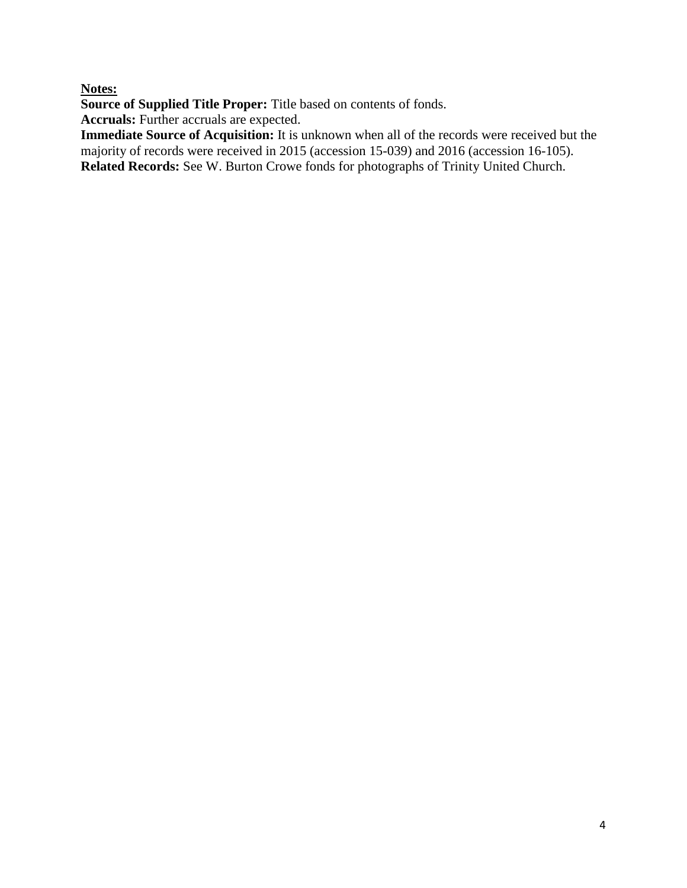**Notes:**

**Source of Supplied Title Proper:** Title based on contents of fonds.

**Accruals:** Further accruals are expected.

**Immediate Source of Acquisition:** It is unknown when all of the records were received but the majority of records were received in 2015 (accession 15-039) and 2016 (accession 16-105).

**Related Records:** See W. Burton Crowe fonds for photographs of Trinity United Church.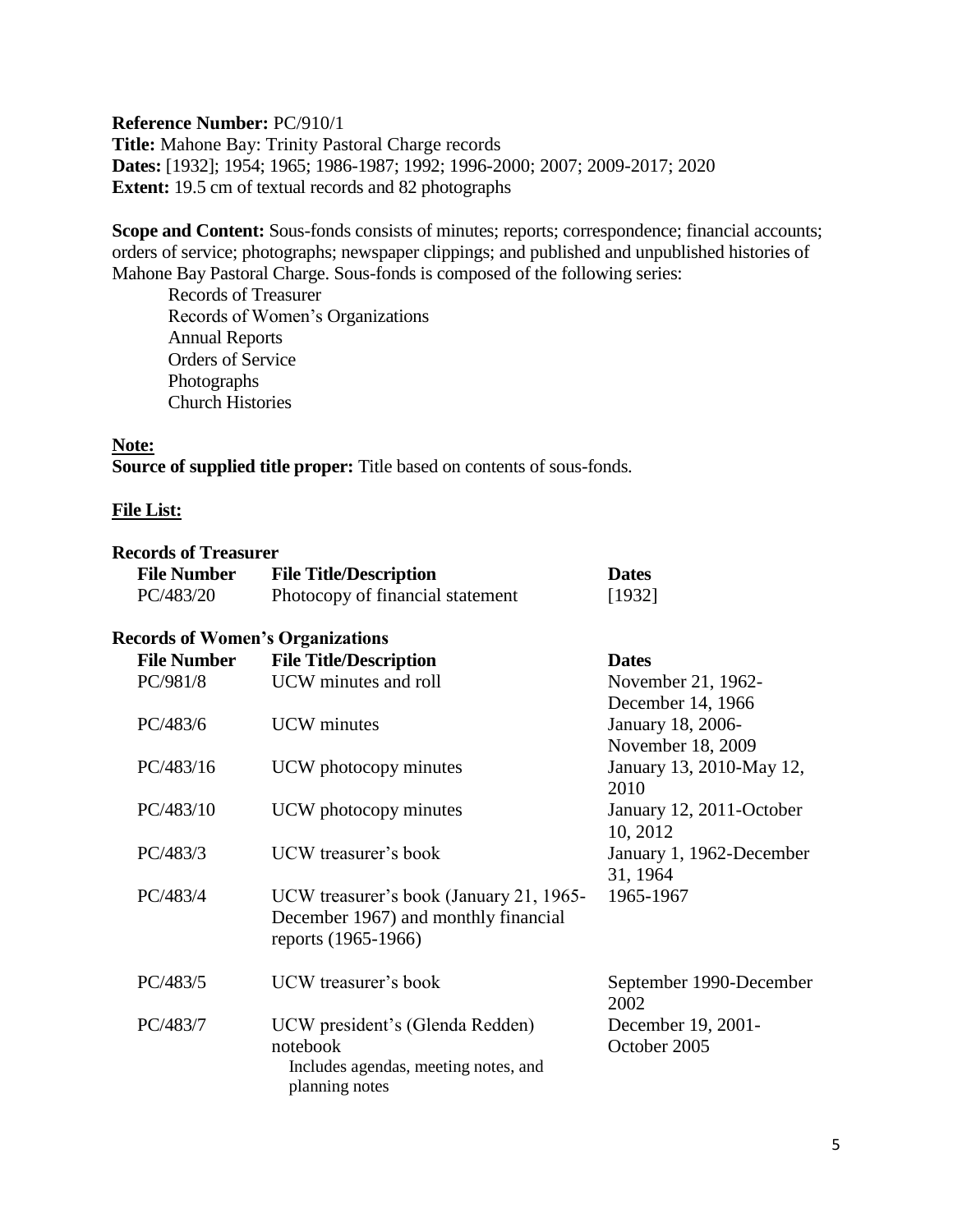**Reference Number:** PC/910/1
**Title:** Mahone Bay: Trinity Pastoral Charge records
**Dates:** [1932]; 1954; 1965; 1986-1987; 1992; 1996-2000; 2007; 2009-2017; 2020
**Extent:** 19.5 cm of textual records and 82 photographs

**Scope and Content:** Sous-fonds consists of minutes; reports; correspondence; financial accounts; orders of service; photographs; newspaper clippings; and published and unpublished histories of Mahone Bay Pastoral Charge. Sous-fonds is composed of the following series:

- Records of Treasurer
- Records of Women's Organizations
- Annual Reports
- Orders of Service
- Photographs
- Church Histories

**Note:**
**Source of supplied title proper:** Title based on contents of sous-fonds.

**File List:**

**Records of Treasurer**

| File Number | File Title/Description | Dates |
|---|---|---|
| PC/483/20 | Photocopy of financial statement | [1932] |

**Records of Women's Organizations**

| File Number | File Title/Description | Dates |
|---|---|---|
| PC/981/8 | UCW minutes and roll | November 21, 1962-December 14, 1966 |
| PC/483/6 | UCW minutes | January 18, 2006-November 18, 2009 |
| PC/483/16 | UCW photocopy minutes | January 13, 2010-May 12, 2010 |
| PC/483/10 | UCW photocopy minutes | January 12, 2011-October 10, 2012 |
| PC/483/3 | UCW treasurer's book | January 1, 1962-December 31, 1964 |
| PC/483/4 | UCW treasurer's book (January 21, 1965-December 1967) and monthly financial reports (1965-1966) | 1965-1967 |
| PC/483/5 | UCW treasurer's book | September 1990-December 2002 |
| PC/483/7 | UCW president's (Glenda Redden) notebook<br>Includes agendas, meeting notes, and planning notes | December 19, 2001-October 2005 |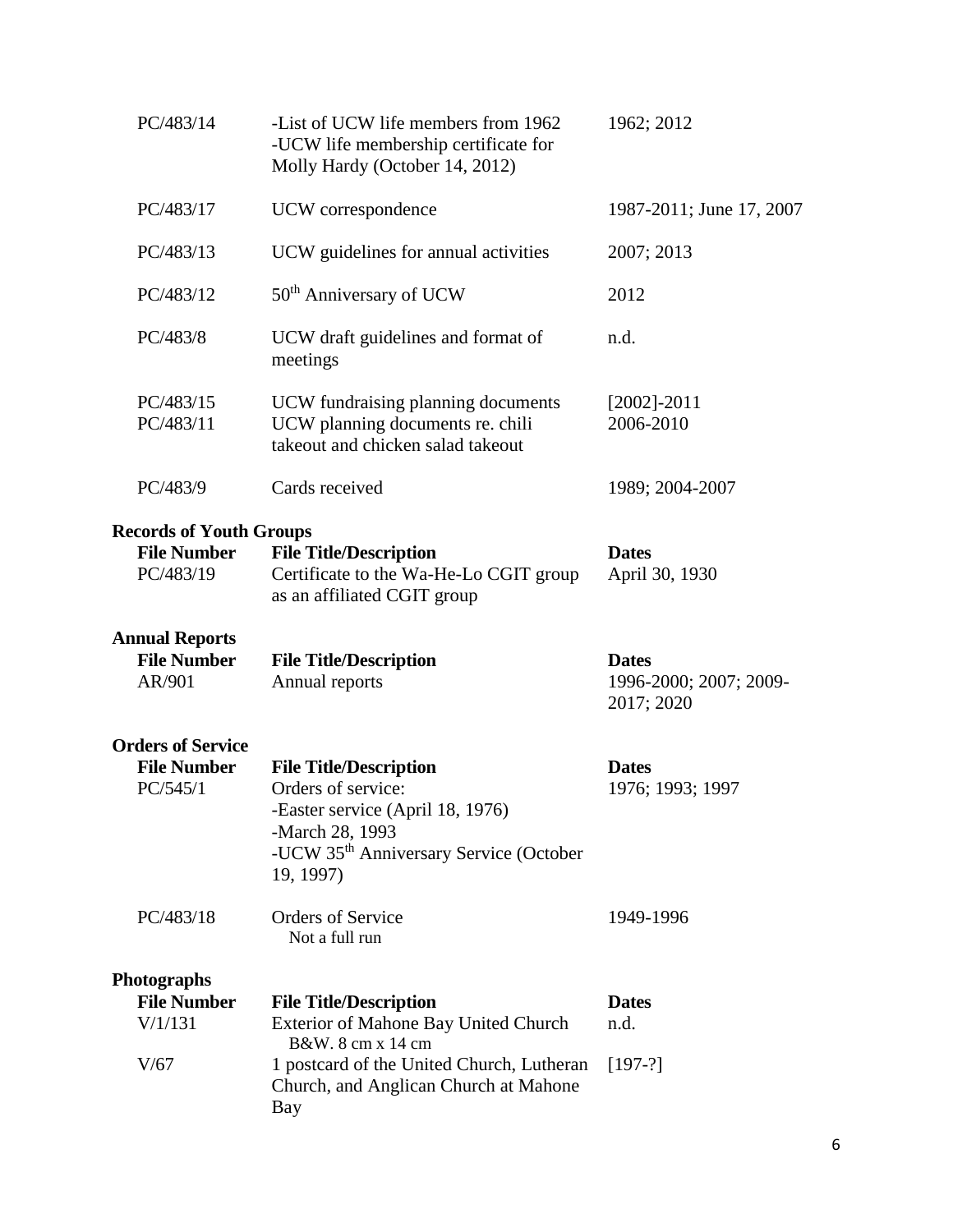| | | |
|---|---|---|
| PC/483/14 | -List of UCW life members from 1962<br>-UCW life membership certificate for Molly Hardy (October 14, 2012) | 1962; 2012 |
| PC/483/17 | UCW correspondence | 1987-2011; June 17, 2007 |
| PC/483/13 | UCW guidelines for annual activities | 2007; 2013 |
| PC/483/12 | 50th Anniversary of UCW | 2012 |
| PC/483/8 | UCW draft guidelines and format of meetings | n.d. |
| PC/483/15 | UCW fundraising planning documents | [2002]-2011 |
| PC/483/11 | UCW planning documents re. chili takeout and chicken salad takeout | 2006-2010 |
| PC/483/9 | Cards received | 1989; 2004-2007 |

**Records of Youth Groups**

| File Number | File Title/Description | Dates |
|---|---|---|
| PC/483/19 | Certificate to the Wa-He-Lo CGIT group as an affiliated CGIT group | April 30, 1930 |

**Annual Reports**

| File Number | File Title/Description | Dates |
|---|---|---|
| AR/901 | Annual reports | 1996-2000; 2007; 2009-2017; 2020 |

**Orders of Service**

| File Number | File Title/Description | Dates |
|---|---|---|
| PC/545/1 | Orders of service:<br>-Easter service (April 18, 1976)<br>-March 28, 1993<br>-UCW 35th Anniversary Service (October 19, 1997) | 1976; 1993; 1997 |
| PC/483/18 | Orders of Service<br>Not a full run | 1949-1996 |

**Photographs**

| File Number | File Title/Description | Dates |
|---|---|---|
| V/1/131 | Exterior of Mahone Bay United Church<br>B&W. 8 cm x 14 cm | n.d. |
| V/67 | 1 postcard of the United Church, Lutheran Church, and Anglican Church at Mahone Bay | [197-?] |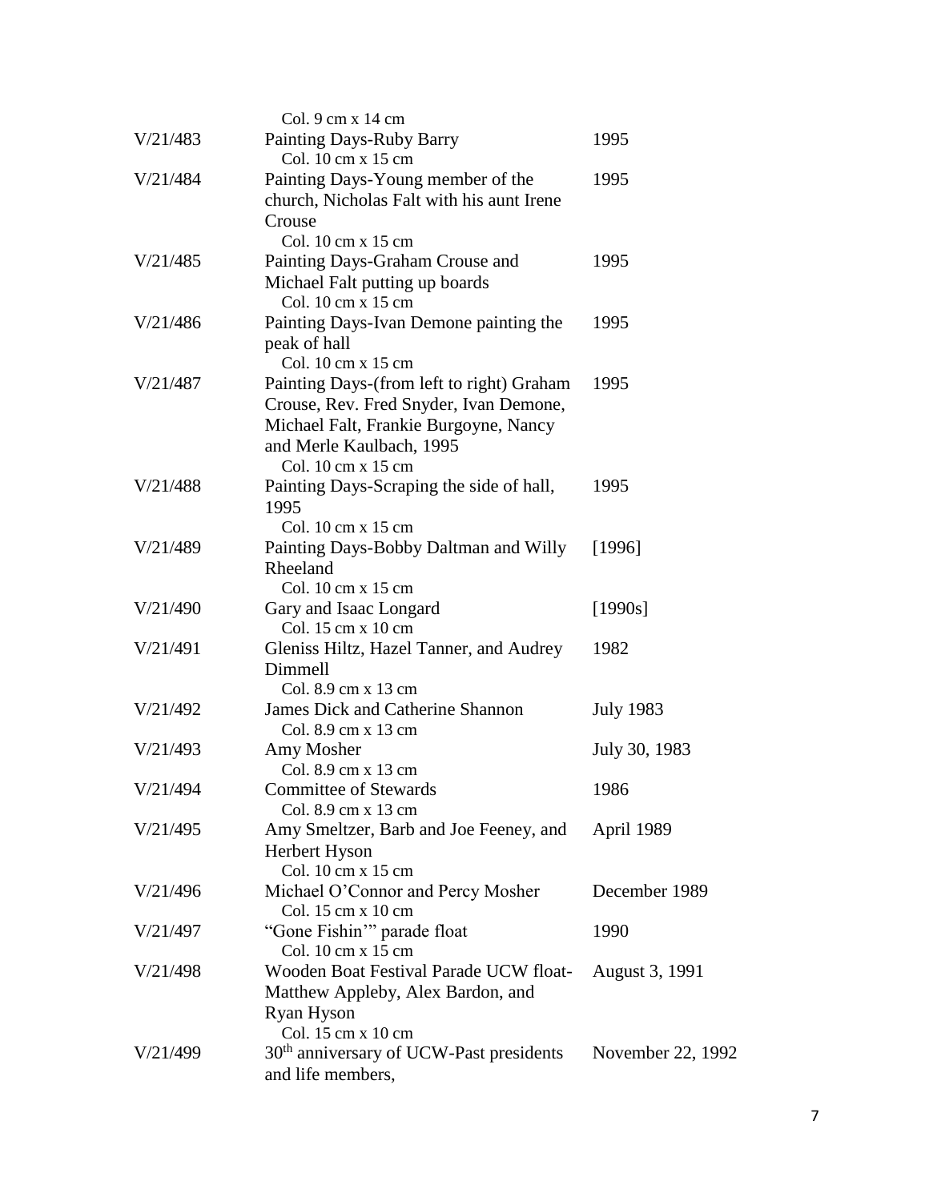| | | |
|---|---|---|
| | Col. 9 cm x 14 cm | |
| V/21/483 | Painting Days-Ruby Barry<br>Col. 10 cm x 15 cm | 1995 |
| V/21/484 | Painting Days-Young member of the church, Nicholas Falt with his aunt Irene Crouse<br>Col. 10 cm x 15 cm | 1995 |
| V/21/485 | Painting Days-Graham Crouse and Michael Falt putting up boards<br>Col. 10 cm x 15 cm | 1995 |
| V/21/486 | Painting Days-Ivan Demone painting the peak of hall<br>Col. 10 cm x 15 cm | 1995 |
| V/21/487 | Painting Days-(from left to right) Graham Crouse, Rev. Fred Snyder, Ivan Demone, Michael Falt, Frankie Burgoyne, Nancy and Merle Kaulbach, 1995<br>Col. 10 cm x 15 cm | 1995 |
| V/21/488 | Painting Days-Scraping the side of hall, 1995<br>Col. 10 cm x 15 cm | 1995 |
| V/21/489 | Painting Days-Bobby Daltman and Willy Rheeland<br>Col. 10 cm x 15 cm | [1996] |
| V/21/490 | Gary and Isaac Longard<br>Col. 15 cm x 10 cm | [1990s] |
| V/21/491 | Gleniss Hiltz, Hazel Tanner, and Audrey Dimmell<br>Col. 8.9 cm x 13 cm | 1982 |
| V/21/492 | James Dick and Catherine Shannon<br>Col. 8.9 cm x 13 cm | July 1983 |
| V/21/493 | Amy Mosher<br>Col. 8.9 cm x 13 cm | July 30, 1983 |
| V/21/494 | Committee of Stewards<br>Col. 8.9 cm x 13 cm | 1986 |
| V/21/495 | Amy Smeltzer, Barb and Joe Feeney, and Herbert Hyson<br>Col. 10 cm x 15 cm | April 1989 |
| V/21/496 | Michael O'Connor and Percy Mosher<br>Col. 15 cm x 10 cm | December 1989 |
| V/21/497 | "Gone Fishin'" parade float<br>Col. 10 cm x 15 cm | 1990 |
| V/21/498 | Wooden Boat Festival Parade UCW float-Matthew Appleby, Alex Bardon, and Ryan Hyson<br>Col. 15 cm x 10 cm | August 3, 1991 |
| V/21/499 | 30th anniversary of UCW-Past presidents and life members, | November 22, 1992 |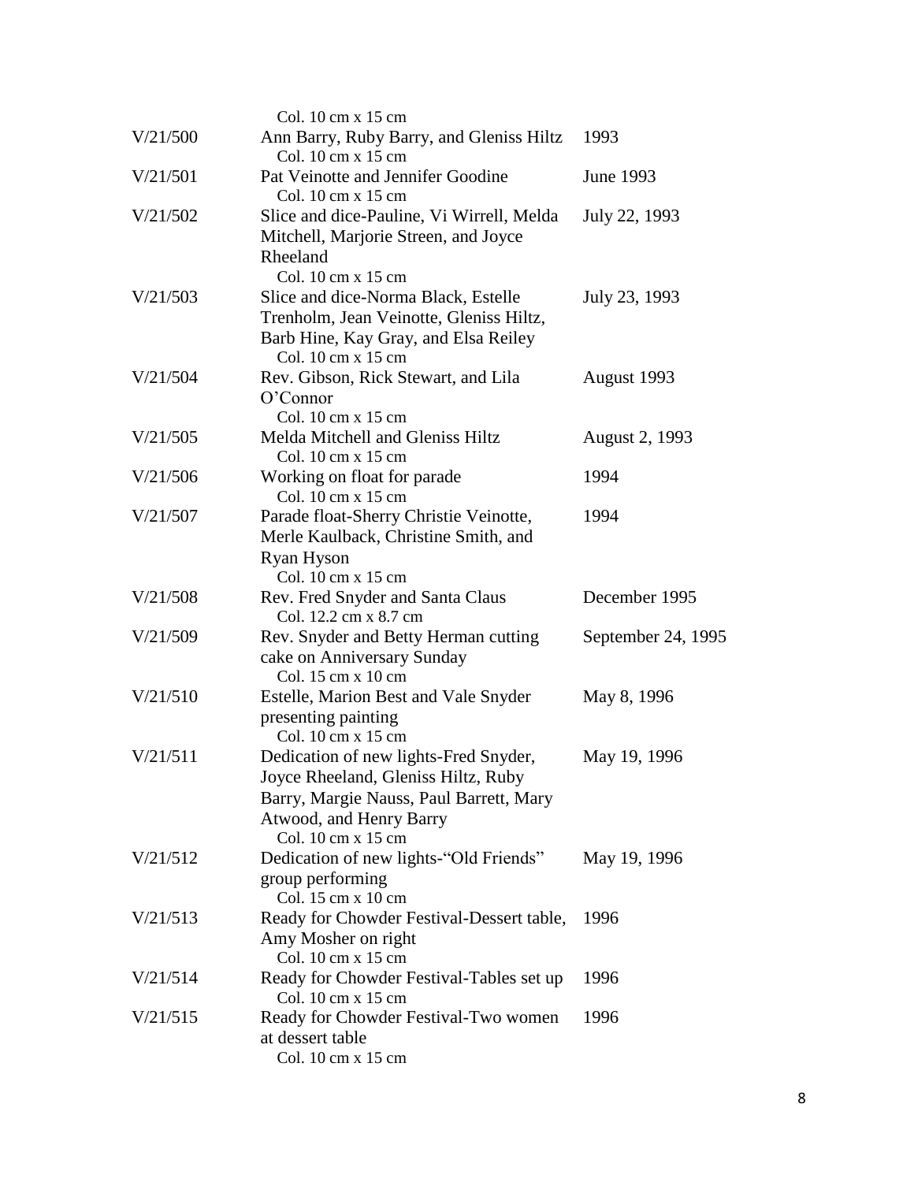| | | |
|---|---|---|
| | Col. 10 cm x 15 cm | |
| V/21/500 | Ann Barry, Ruby Barry, and Gleniss Hiltz<br>Col. 10 cm x 15 cm | 1993 |
| V/21/501 | Pat Veinotte and Jennifer Goodine<br>Col. 10 cm x 15 cm | June 1993 |
| V/21/502 | Slice and dice-Pauline, Vi Wirrell, Melda Mitchell, Marjorie Streen, and Joyce Rheeland<br>Col. 10 cm x 15 cm | July 22, 1993 |
| V/21/503 | Slice and dice-Norma Black, Estelle Trenholm, Jean Veinotte, Gleniss Hiltz, Barb Hine, Kay Gray, and Elsa Reiley<br>Col. 10 cm x 15 cm | July 23, 1993 |
| V/21/504 | Rev. Gibson, Rick Stewart, and Lila O'Connor<br>Col. 10 cm x 15 cm | August 1993 |
| V/21/505 | Melda Mitchell and Gleniss Hiltz<br>Col. 10 cm x 15 cm | August 2, 1993 |
| V/21/506 | Working on float for parade<br>Col. 10 cm x 15 cm | 1994 |
| V/21/507 | Parade float-Sherry Christie Veinotte, Merle Kaulback, Christine Smith, and Ryan Hyson<br>Col. 10 cm x 15 cm | 1994 |
| V/21/508 | Rev. Fred Snyder and Santa Claus<br>Col. 12.2 cm x 8.7 cm | December 1995 |
| V/21/509 | Rev. Snyder and Betty Herman cutting cake on Anniversary Sunday<br>Col. 15 cm x 10 cm | September 24, 1995 |
| V/21/510 | Estelle, Marion Best and Vale Snyder presenting painting<br>Col. 10 cm x 15 cm | May 8, 1996 |
| V/21/511 | Dedication of new lights-Fred Snyder, Joyce Rheeland, Gleniss Hiltz, Ruby Barry, Margie Nauss, Paul Barrett, Mary Atwood, and Henry Barry<br>Col. 10 cm x 15 cm | May 19, 1996 |
| V/21/512 | Dedication of new lights-"Old Friends" group performing<br>Col. 15 cm x 10 cm | May 19, 1996 |
| V/21/513 | Ready for Chowder Festival-Dessert table, Amy Mosher on right<br>Col. 10 cm x 15 cm | 1996 |
| V/21/514 | Ready for Chowder Festival-Tables set up<br>Col. 10 cm x 15 cm | 1996 |
| V/21/515 | Ready for Chowder Festival-Two women at dessert table<br>Col. 10 cm x 15 cm | 1996 |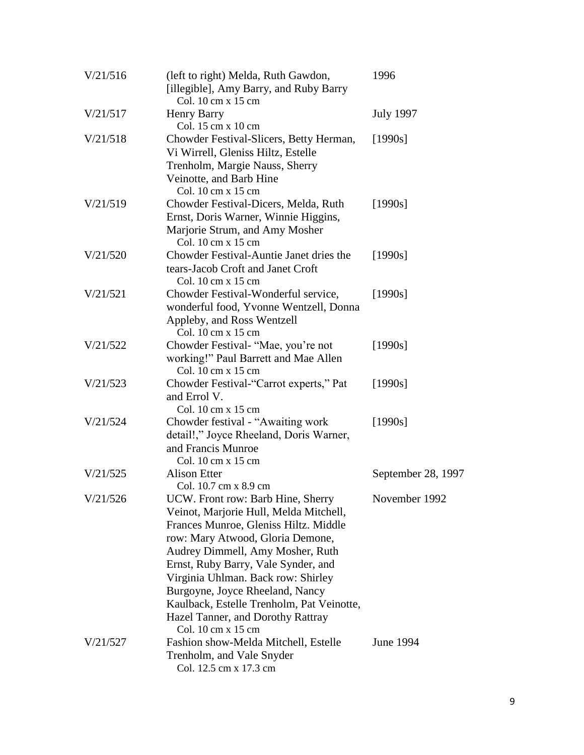| | | |
|---|---|---|
| V/21/516 | (left to right) Melda, Ruth Gawdon, [illegible], Amy Barry, and Ruby Barry<br>Col. 10 cm x 15 cm | 1996 |
| V/21/517 | Henry Barry<br>Col. 15 cm x 10 cm | July 1997 |
| V/21/518 | Chowder Festival-Slicers, Betty Herman, Vi Wirrell, Gleniss Hiltz, Estelle Trenholm, Margie Nauss, Sherry Veinotte, and Barb Hine<br>Col. 10 cm x 15 cm | [1990s] |
| V/21/519 | Chowder Festival-Dicers, Melda, Ruth Ernst, Doris Warner, Winnie Higgins, Marjorie Strum, and Amy Mosher<br>Col. 10 cm x 15 cm | [1990s] |
| V/21/520 | Chowder Festival-Auntie Janet dries the tears-Jacob Croft and Janet Croft<br>Col. 10 cm x 15 cm | [1990s] |
| V/21/521 | Chowder Festival-Wonderful service, wonderful food, Yvonne Wentzell, Donna Appleby, and Ross Wentzell<br>Col. 10 cm x 15 cm | [1990s] |
| V/21/522 | Chowder Festival- "Mae, you're not working!" Paul Barrett and Mae Allen<br>Col. 10 cm x 15 cm | [1990s] |
| V/21/523 | Chowder Festival-"Carrot experts," Pat and Errol V.<br>Col. 10 cm x 15 cm | [1990s] |
| V/21/524 | Chowder festival - "Awaiting work detail!," Joyce Rheeland, Doris Warner, and Francis Munroe<br>Col. 10 cm x 15 cm | [1990s] |
| V/21/525 | Alison Etter<br>Col. 10.7 cm x 8.9 cm | September 28, 1997 |
| V/21/526 | UCW. Front row: Barb Hine, Sherry Veinot, Marjorie Hull, Melda Mitchell, Frances Munroe, Gleniss Hiltz. Middle row: Mary Atwood, Gloria Demone, Audrey Dimmell, Amy Mosher, Ruth Ernst, Ruby Barry, Vale Synder, and Virginia Uhlman. Back row: Shirley Burgoyne, Joyce Rheeland, Nancy Kaulback, Estelle Trenholm, Pat Veinotte, Hazel Tanner, and Dorothy Rattray<br>Col. 10 cm x 15 cm | November 1992 |
| V/21/527 | Fashion show-Melda Mitchell, Estelle Trenholm, and Vale Snyder<br>Col. 12.5 cm x 17.3 cm | June 1994 |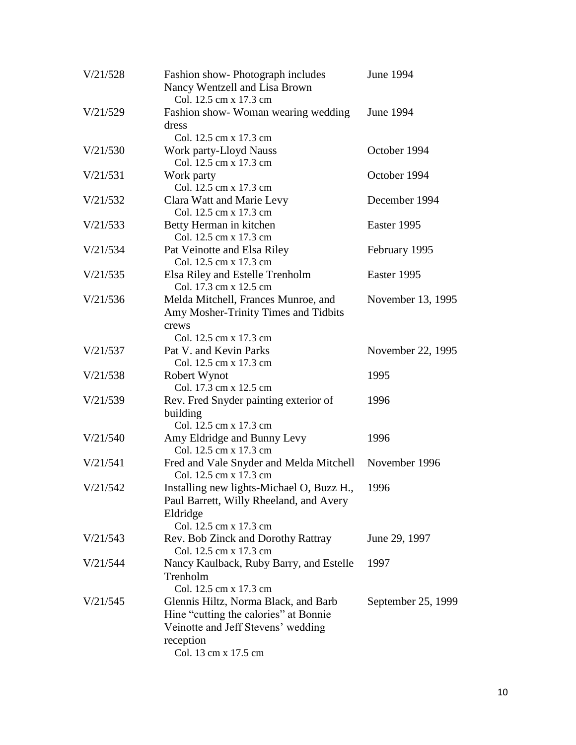| | | |
|---|---|---|
| V/21/528 | Fashion show- Photograph includes Nancy Wentzell and Lisa Brown<br>Col. 12.5 cm x 17.3 cm | June 1994 |
| V/21/529 | Fashion show- Woman wearing wedding dress<br>Col. 12.5 cm x 17.3 cm | June 1994 |
| V/21/530 | Work party-Lloyd Nauss<br>Col. 12.5 cm x 17.3 cm | October 1994 |
| V/21/531 | Work party<br>Col. 12.5 cm x 17.3 cm | October 1994 |
| V/21/532 | Clara Watt and Marie Levy<br>Col. 12.5 cm x 17.3 cm | December 1994 |
| V/21/533 | Betty Herman in kitchen<br>Col. 12.5 cm x 17.3 cm | Easter 1995 |
| V/21/534 | Pat Veinotte and Elsa Riley<br>Col. 12.5 cm x 17.3 cm | February 1995 |
| V/21/535 | Elsa Riley and Estelle Trenholm<br>Col. 17.3 cm x 12.5 cm | Easter 1995 |
| V/21/536 | Melda Mitchell, Frances Munroe, and Amy Mosher-Trinity Times and Tidbits crews<br>Col. 12.5 cm x 17.3 cm | November 13, 1995 |
| V/21/537 | Pat V. and Kevin Parks<br>Col. 12.5 cm x 17.3 cm | November 22, 1995 |
| V/21/538 | Robert Wynot<br>Col. 17.3 cm x 12.5 cm | 1995 |
| V/21/539 | Rev. Fred Snyder painting exterior of building<br>Col. 12.5 cm x 17.3 cm | 1996 |
| V/21/540 | Amy Eldridge and Bunny Levy<br>Col. 12.5 cm x 17.3 cm | 1996 |
| V/21/541 | Fred and Vale Snyder and Melda Mitchell<br>Col. 12.5 cm x 17.3 cm | November 1996 |
| V/21/542 | Installing new lights-Michael O, Buzz H., Paul Barrett, Willy Rheeland, and Avery Eldridge<br>Col. 12.5 cm x 17.3 cm | 1996 |
| V/21/543 | Rev. Bob Zinck and Dorothy Rattray<br>Col. 12.5 cm x 17.3 cm | June 29, 1997 |
| V/21/544 | Nancy Kaulback, Ruby Barry, and Estelle Trenholm<br>Col. 12.5 cm x 17.3 cm | 1997 |
| V/21/545 | Glennis Hiltz, Norma Black, and Barb Hine "cutting the calories" at Bonnie Veinotte and Jeff Stevens' wedding reception<br>Col. 13 cm x 17.5 cm | September 25, 1999 |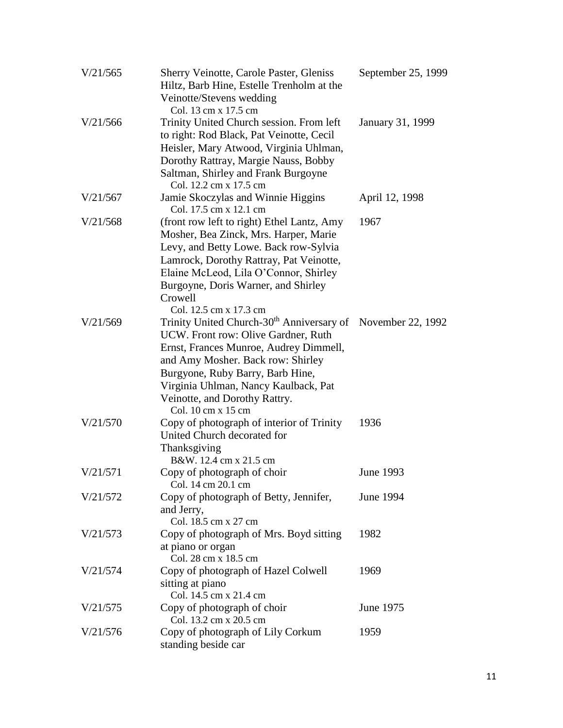| | | |
|---|---|---|
| V/21/565 | Sherry Veinotte, Carole Paster, Gleniss Hiltz, Barb Hine, Estelle Trenholm at the Veinotte/Stevens wedding<br>Col. 13 cm x 17.5 cm | September 25, 1999 |
| V/21/566 | Trinity United Church session. From left to right: Rod Black, Pat Veinotte, Cecil Heisler, Mary Atwood, Virginia Uhlman, Dorothy Rattray, Margie Nauss, Bobby Saltman, Shirley and Frank Burgoyne<br>Col. 12.2 cm x 17.5 cm | January 31, 1999 |
| V/21/567 | Jamie Skoczylas and Winnie Higgins<br>Col. 17.5 cm x 12.1 cm | April 12, 1998 |
| V/21/568 | (front row left to right) Ethel Lantz, Amy Mosher, Bea Zinck, Mrs. Harper, Marie Levy, and Betty Lowe. Back row-Sylvia Lamrock, Dorothy Rattray, Pat Veinotte, Elaine McLeod, Lila O'Connor, Shirley Burgoyne, Doris Warner, and Shirley Crowell<br>Col. 12.5 cm x 17.3 cm | 1967 |
| V/21/569 | Trinity United Church-30th Anniversary of UCW. Front row: Olive Gardner, Ruth Ernst, Frances Munroe, Audrey Dimmell, and Amy Mosher. Back row: Shirley Burgyone, Ruby Barry, Barb Hine, Virginia Uhlman, Nancy Kaulback, Pat Veinotte, and Dorothy Rattry.<br>Col. 10 cm x 15 cm | November 22, 1992 |
| V/21/570 | Copy of photograph of interior of Trinity United Church decorated for Thanksgiving<br>B&W. 12.4 cm x 21.5 cm | 1936 |
| V/21/571 | Copy of photograph of choir<br>Col. 14 cm 20.1 cm | June 1993 |
| V/21/572 | Copy of photograph of Betty, Jennifer, and Jerry,<br>Col. 18.5 cm x 27 cm | June 1994 |
| V/21/573 | Copy of photograph of Mrs. Boyd sitting at piano or organ<br>Col. 28 cm x 18.5 cm | 1982 |
| V/21/574 | Copy of photograph of Hazel Colwell sitting at piano<br>Col. 14.5 cm x 21.4 cm | 1969 |
| V/21/575 | Copy of photograph of choir<br>Col. 13.2 cm x 20.5 cm | June 1975 |
| V/21/576 | Copy of photograph of Lily Corkum standing beside car | 1959 |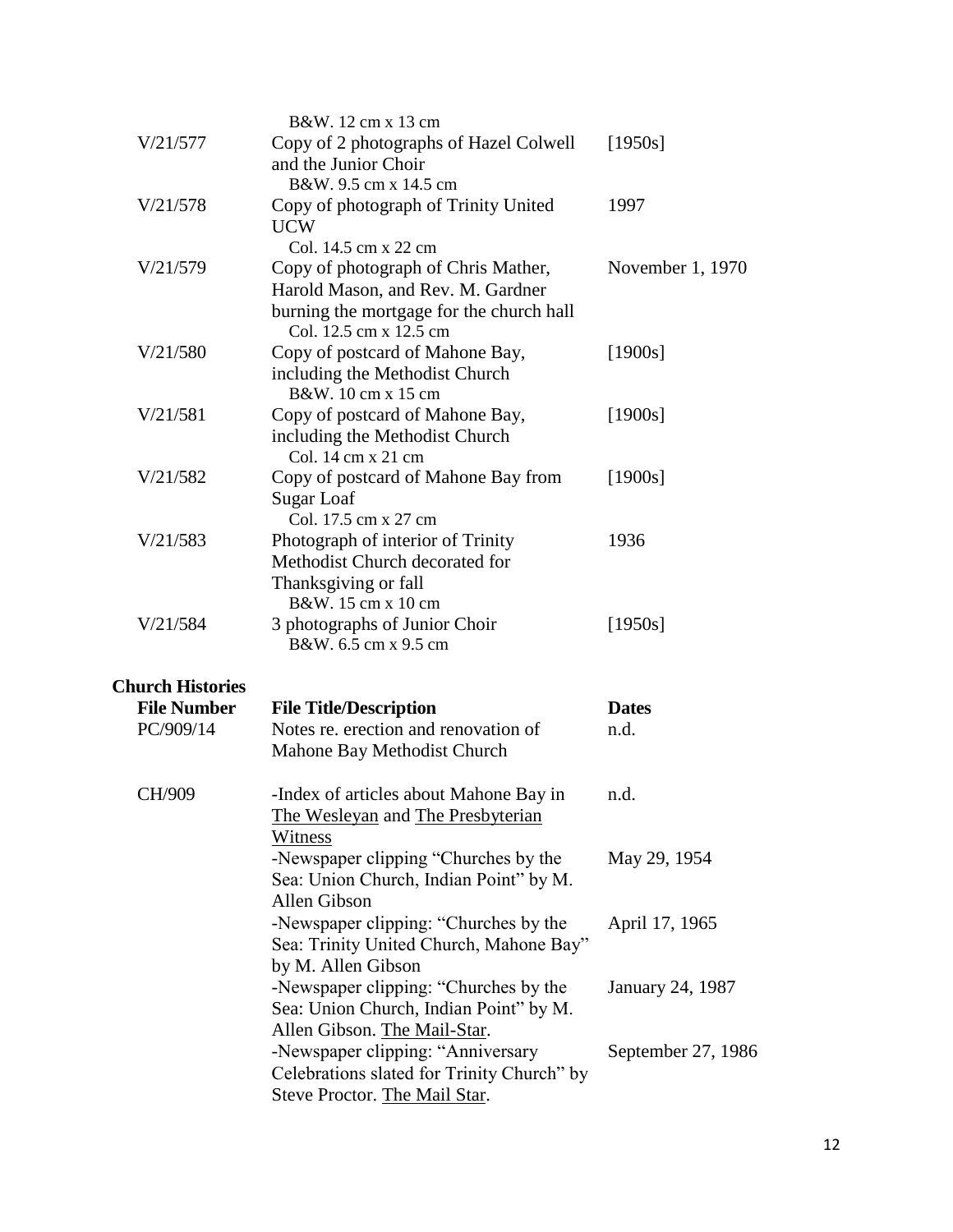| | | |
|---|---|---|
| | B&W. 12 cm x 13 cm | |
| V/21/577 | Copy of 2 photographs of Hazel Colwell and the Junior Choir<br>B&W. 9.5 cm x 14.5 cm | [1950s] |
| V/21/578 | Copy of photograph of Trinity United UCW<br>Col. 14.5 cm x 22 cm | 1997 |
| V/21/579 | Copy of photograph of Chris Mather, Harold Mason, and Rev. M. Gardner burning the mortgage for the church hall<br>Col. 12.5 cm x 12.5 cm | November 1, 1970 |
| V/21/580 | Copy of postcard of Mahone Bay, including the Methodist Church<br>B&W. 10 cm x 15 cm | [1900s] |
| V/21/581 | Copy of postcard of Mahone Bay, including the Methodist Church<br>Col. 14 cm x 21 cm | [1900s] |
| V/21/582 | Copy of postcard of Mahone Bay from Sugar Loaf<br>Col. 17.5 cm x 27 cm | [1900s] |
| V/21/583 | Photograph of interior of Trinity Methodist Church decorated for Thanksgiving or fall<br>B&W. 15 cm x 10 cm | 1936 |
| V/21/584 | 3 photographs of Junior Choir<br>B&W. 6.5 cm x 9.5 cm | [1950s] |

**Church Histories**

| **File Number** | **File Title/Description** | **Dates** |
|---|---|---|
| PC/909/14 | Notes re. erection and renovation of Mahone Bay Methodist Church | n.d. |
| CH/909 | -Index of articles about Mahone Bay in The Wesleyan and The Presbyterian Witness | n.d. |
| | -Newspaper clipping "Churches by the Sea: Union Church, Indian Point" by M. Allen Gibson | May 29, 1954 |
| | -Newspaper clipping: "Churches by the Sea: Trinity United Church, Mahone Bay" by M. Allen Gibson | April 17, 1965 |
| | -Newspaper clipping: "Churches by the Sea: Union Church, Indian Point" by M. Allen Gibson. The Mail-Star. | January 24, 1987 |
| | -Newspaper clipping: "Anniversary Celebrations slated for Trinity Church" by Steve Proctor. The Mail Star. | September 27, 1986 |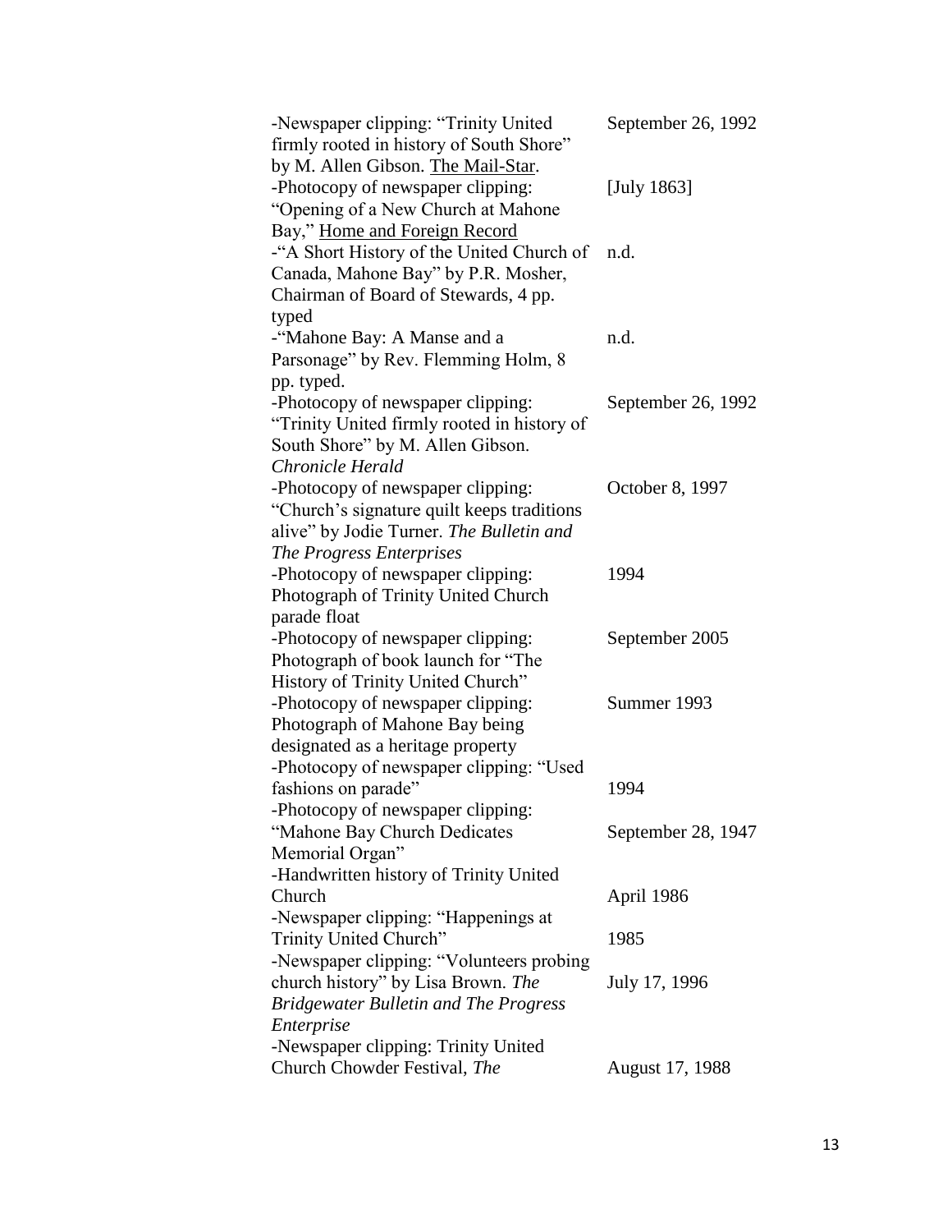| | |
|---|---|
| -Newspaper clipping: "Trinity United firmly rooted in history of South Shore" by M. Allen Gibson. <u>The Mail-Star</u>. | September 26, 1992 |
| -Photocopy of newspaper clipping: "Opening of a New Church at Mahone Bay," <u>Home and Foreign Record</u> | [July 1863] |
| -"A Short History of the United Church of Canada, Mahone Bay" by P.R. Mosher, Chairman of Board of Stewards, 4 pp. typed | n.d. |
| -"Mahone Bay: A Manse and a Parsonage" by Rev. Flemming Holm, 8 pp. typed. | n.d. |
| -Photocopy of newspaper clipping: "Trinity United firmly rooted in history of South Shore" by M. Allen Gibson. *Chronicle Herald* | September 26, 1992 |
| -Photocopy of newspaper clipping: "Church's signature quilt keeps traditions alive" by Jodie Turner. *The Bulletin and The Progress Enterprises* | October 8, 1997 |
| -Photocopy of newspaper clipping: Photograph of Trinity United Church parade float | 1994 |
| -Photocopy of newspaper clipping: Photograph of book launch for "The History of Trinity United Church" | September 2005 |
| -Photocopy of newspaper clipping: Photograph of Mahone Bay being designated as a heritage property | Summer 1993 |
| -Photocopy of newspaper clipping: "Used fashions on parade" | 1994 |
| -Photocopy of newspaper clipping: "Mahone Bay Church Dedicates Memorial Organ" | September 28, 1947 |
| -Handwritten history of Trinity United Church | April 1986 |
| -Newspaper clipping: "Happenings at Trinity United Church" | 1985 |
| -Newspaper clipping: "Volunteers probing church history" by Lisa Brown. *The Bridgewater Bulletin and The Progress Enterprise* | July 17, 1996 |
| -Newspaper clipping: Trinity United Church Chowder Festival, *The* | August 17, 1988 |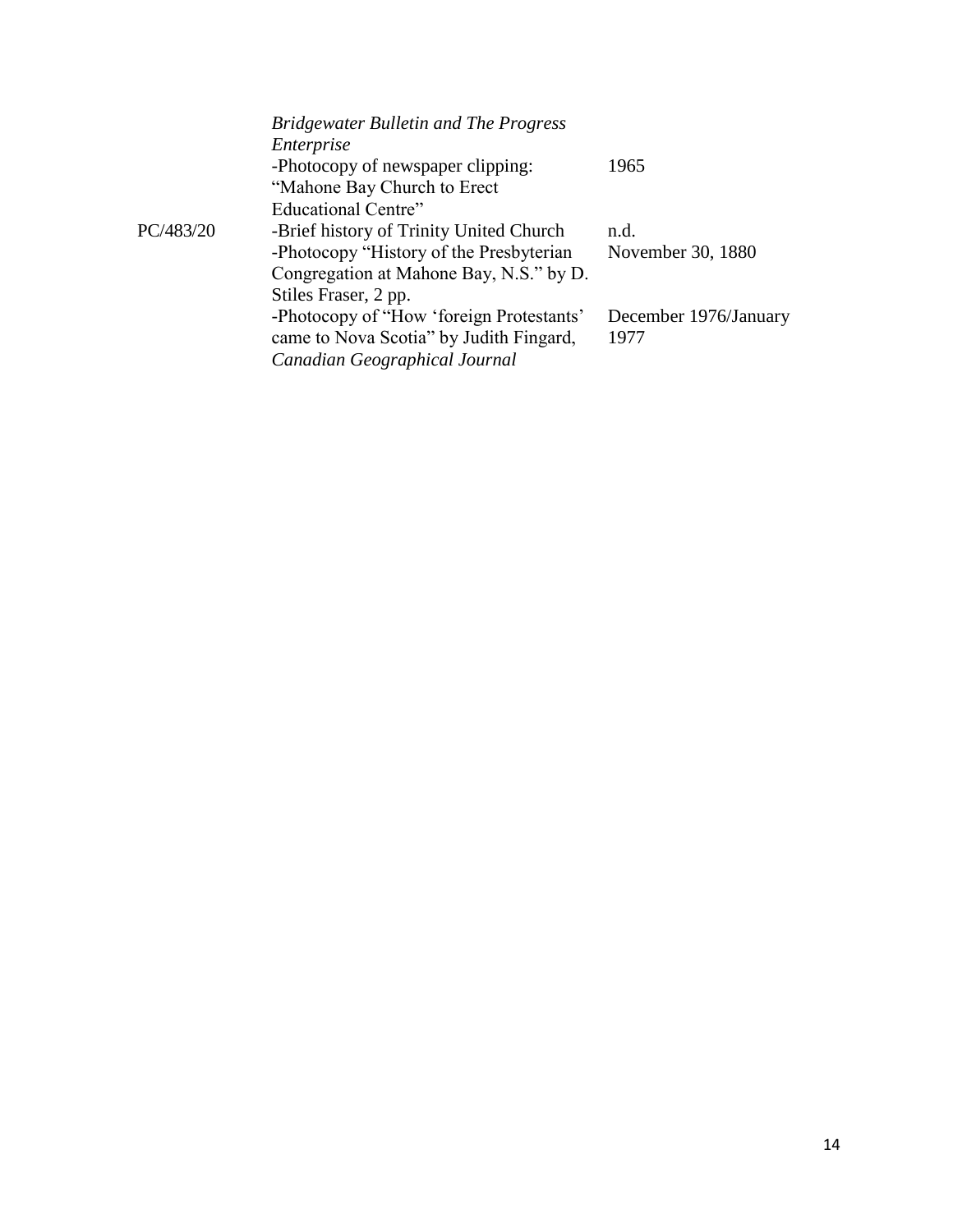| | | |
|---|---|---|
| | *Bridgewater Bulletin and The Progress Enterprise* | |
| | -Photocopy of newspaper clipping: "Mahone Bay Church to Erect Educational Centre" | 1965 |
| PC/483/20 | -Brief history of Trinity United Church | n.d. |
| | -Photocopy "History of the Presbyterian Congregation at Mahone Bay, N.S." by D. Stiles Fraser, 2 pp. | November 30, 1880 |
| | -Photocopy of "How 'foreign Protestants' came to Nova Scotia" by Judith Fingard, *Canadian Geographical Journal* | December 1976/January 1977 |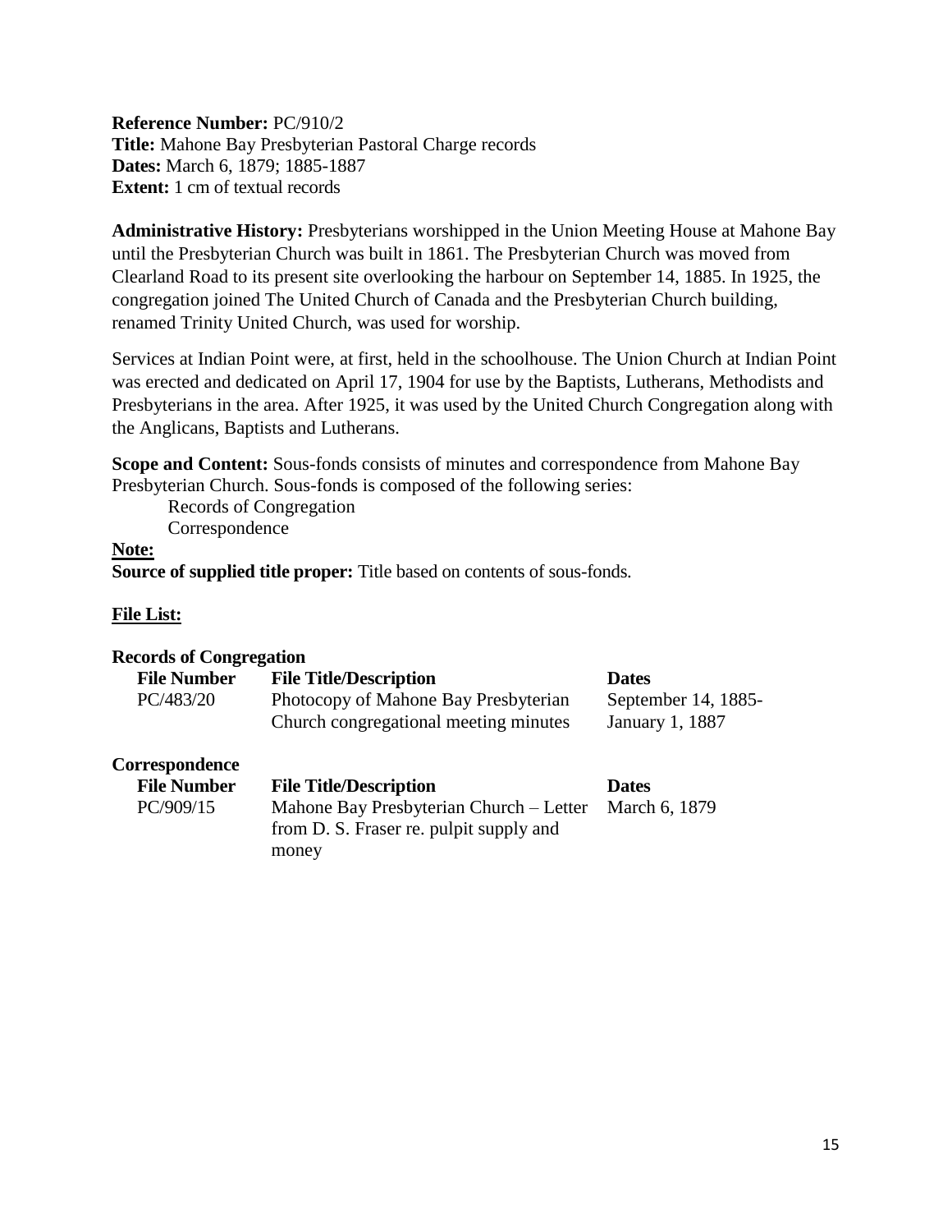**Reference Number:** PC/910/2
**Title:** Mahone Bay Presbyterian Pastoral Charge records
**Dates:** March 6, 1879; 1885-1887
**Extent:** 1 cm of textual records

**Administrative History:** Presbyterians worshipped in the Union Meeting House at Mahone Bay until the Presbyterian Church was built in 1861. The Presbyterian Church was moved from Clearland Road to its present site overlooking the harbour on September 14, 1885. In 1925, the congregation joined The United Church of Canada and the Presbyterian Church building, renamed Trinity United Church, was used for worship.

Services at Indian Point were, at first, held in the schoolhouse. The Union Church at Indian Point was erected and dedicated on April 17, 1904 for use by the Baptists, Lutherans, Methodists and Presbyterians in the area. After 1925, it was used by the United Church Congregation along with the Anglicans, Baptists and Lutherans.

**Scope and Content:** Sous-fonds consists of minutes and correspondence from Mahone Bay Presbyterian Church. Sous-fonds is composed of the following series:

- Records of Congregation
- Correspondence

**Note:**

**Source of supplied title proper:** Title based on contents of sous-fonds.

**File List:**

**Records of Congregation**

| File Number | File Title/Description | Dates |
|---|---|---|
| PC/483/20 | Photocopy of Mahone Bay Presbyterian Church congregational meeting minutes | September 14, 1885-January 1, 1887 |

**Correspondence**

| File Number | File Title/Description | Dates |
|---|---|---|
| PC/909/15 | Mahone Bay Presbyterian Church – Letter from D. S. Fraser re. pulpit supply and money | March 6, 1879 |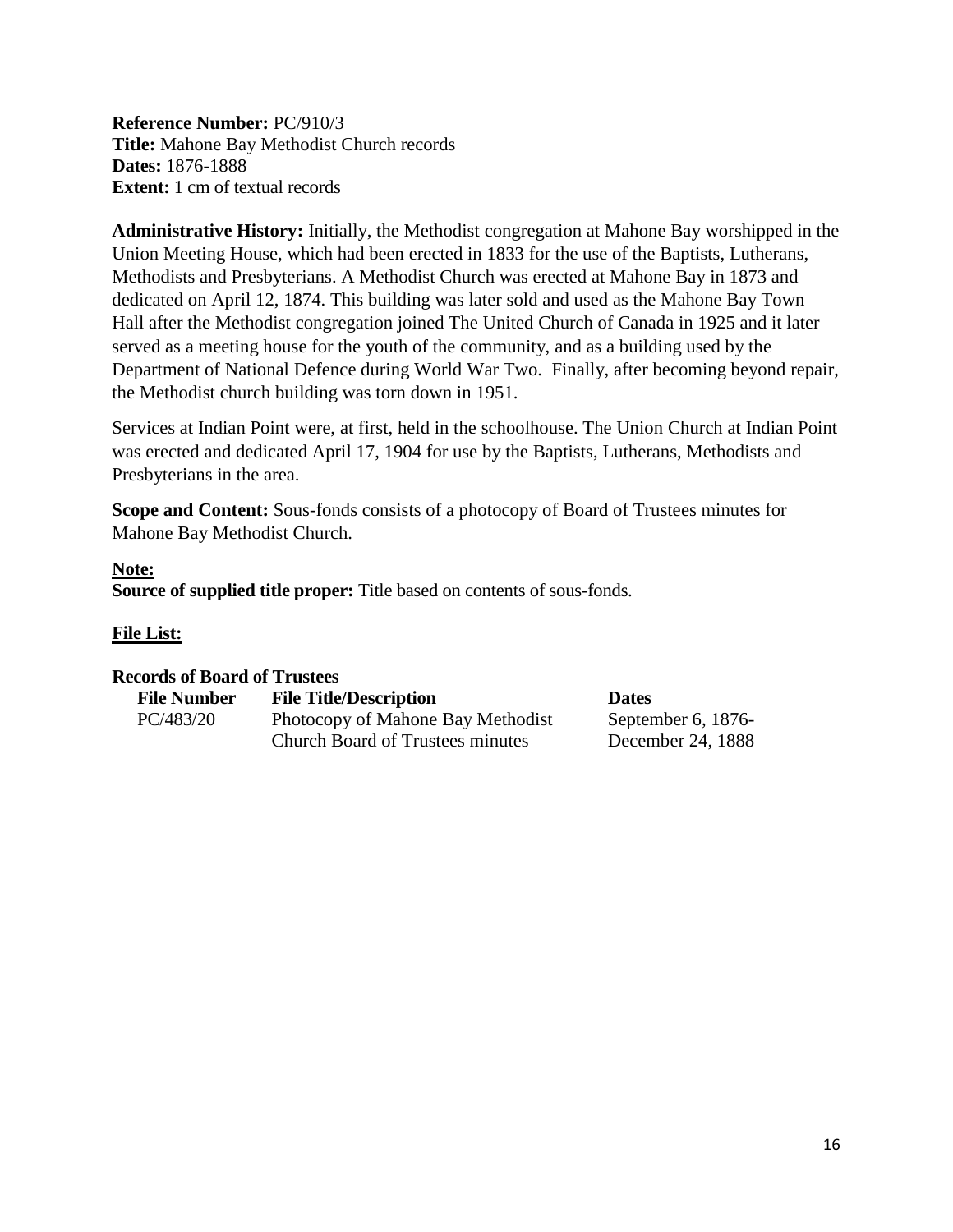**Reference Number:** PC/910/3
**Title:** Mahone Bay Methodist Church records
**Dates:** 1876-1888
**Extent:** 1 cm of textual records

**Administrative History:** Initially, the Methodist congregation at Mahone Bay worshipped in the Union Meeting House, which had been erected in 1833 for the use of the Baptists, Lutherans, Methodists and Presbyterians. A Methodist Church was erected at Mahone Bay in 1873 and dedicated on April 12, 1874. This building was later sold and used as the Mahone Bay Town Hall after the Methodist congregation joined The United Church of Canada in 1925 and it later served as a meeting house for the youth of the community, and as a building used by the Department of National Defence during World War Two. Finally, after becoming beyond repair, the Methodist church building was torn down in 1951.

Services at Indian Point were, at first, held in the schoolhouse. The Union Church at Indian Point was erected and dedicated April 17, 1904 for use by the Baptists, Lutherans, Methodists and Presbyterians in the area.

**Scope and Content:** Sous-fonds consists of a photocopy of Board of Trustees minutes for Mahone Bay Methodist Church.

**Note:**
**Source of supplied title proper:** Title based on contents of sous-fonds.

**File List:**

**Records of Board of Trustees**

| File Number | File Title/Description | Dates |
|---|---|---|
| PC/483/20 | Photocopy of Mahone Bay Methodist Church Board of Trustees minutes | September 6, 1876-December 24, 1888 |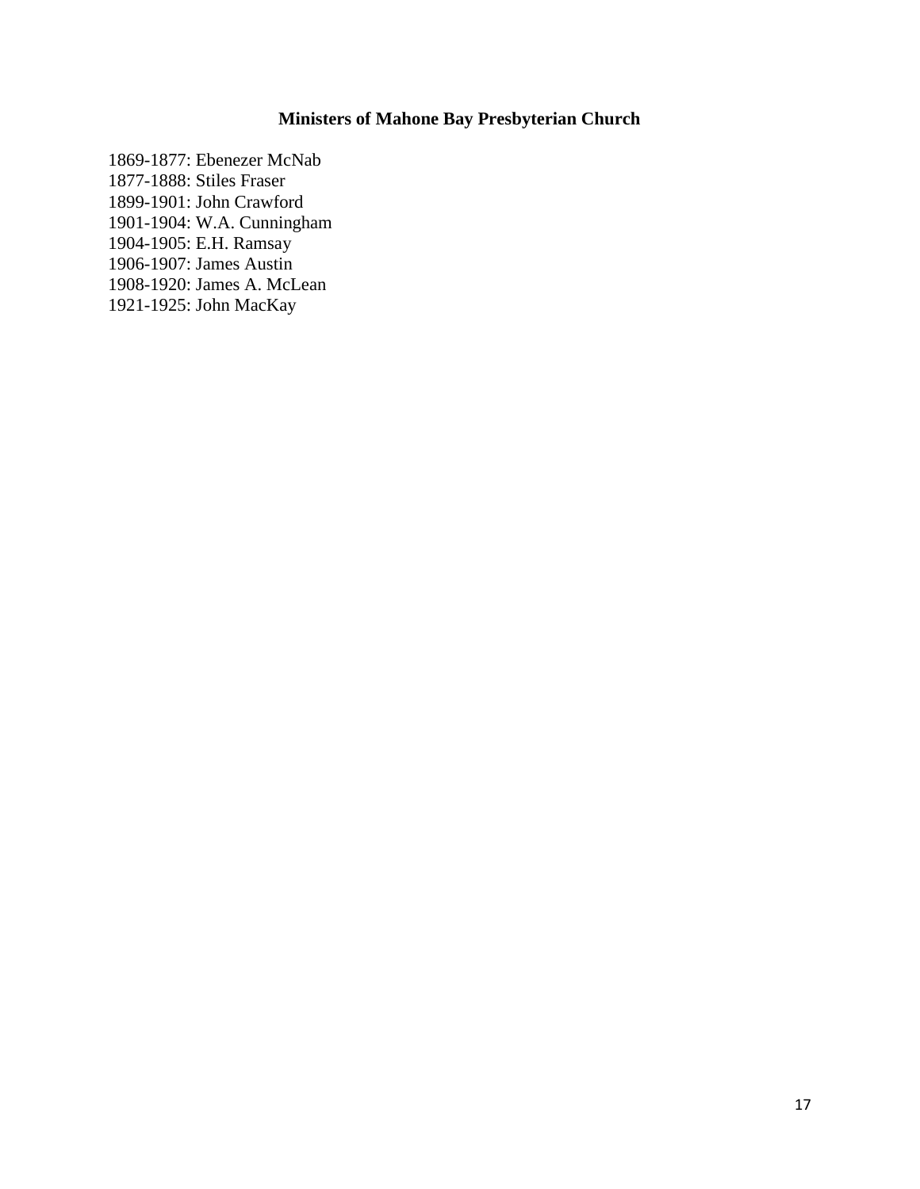# Ministers of Mahone Bay Presbyterian Church

1869-1877: Ebenezer McNab
1877-1888: Stiles Fraser
1899-1901: John Crawford
1901-1904: W.A. Cunningham
1904-1905: E.H. Ramsay
1906-1907: James Austin
1908-1920: James A. McLean
1921-1925: John MacKay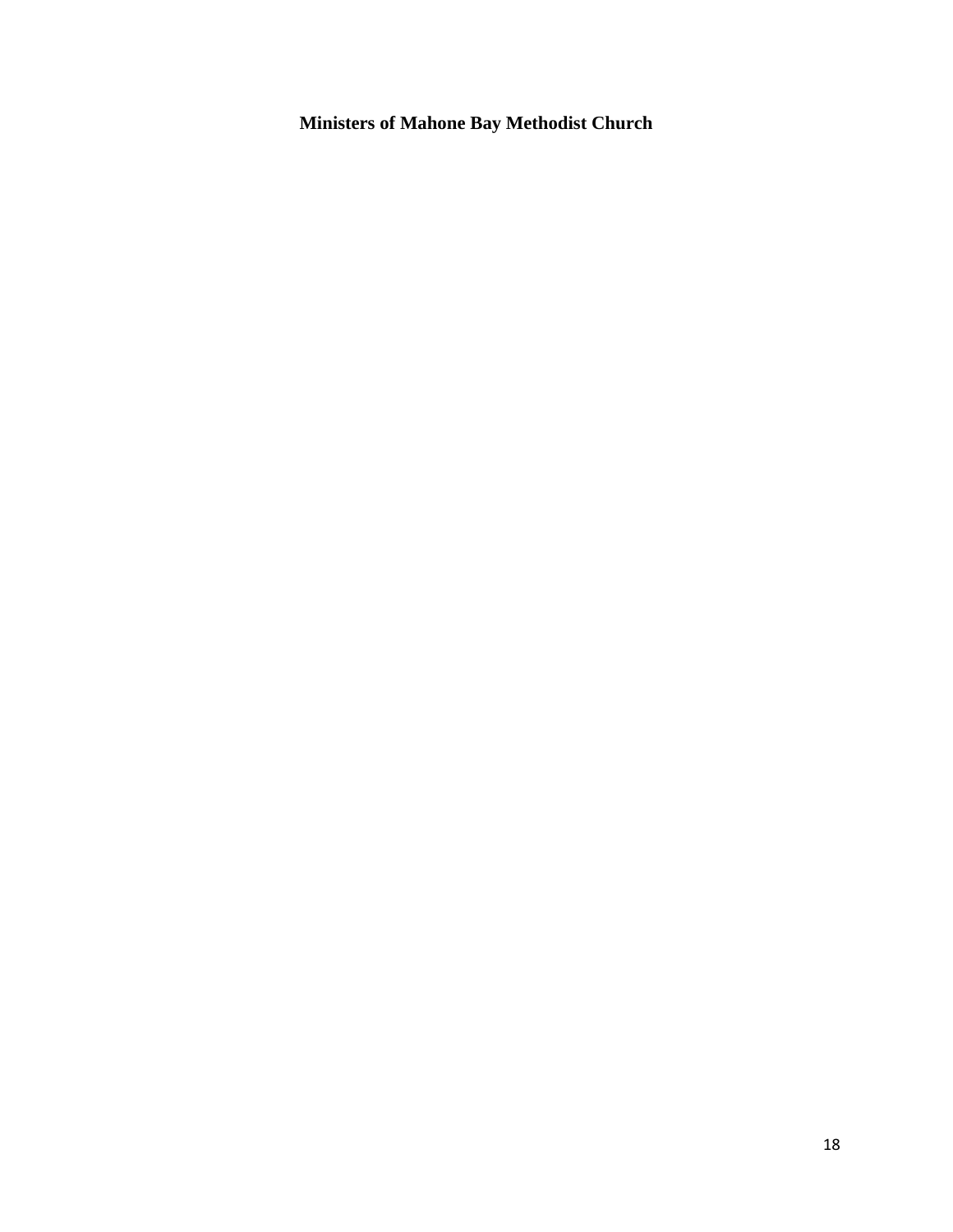**Ministers of Mahone Bay Methodist Church**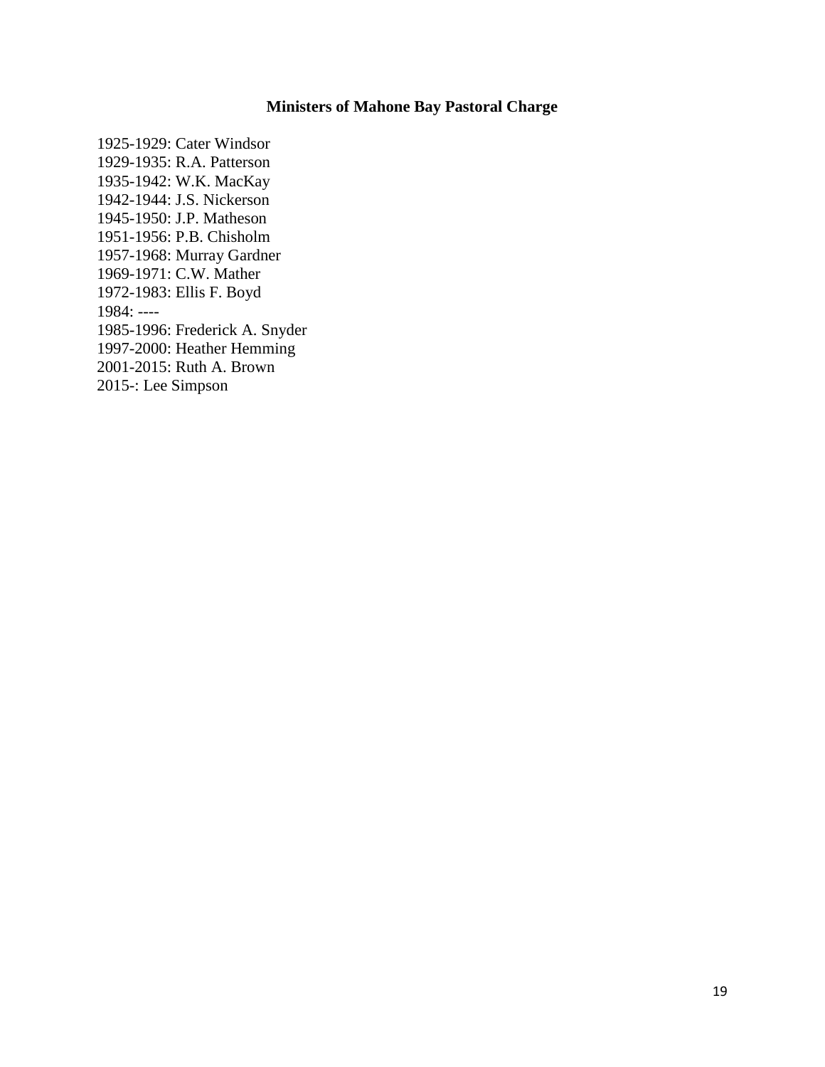## Ministers of Mahone Bay Pastoral Charge

1925-1929: Cater Windsor  
1929-1935: R.A. Patterson  
1935-1942: W.K. MacKay  
1942-1944: J.S. Nickerson  
1945-1950: J.P. Matheson  
1951-1956: P.B. Chisholm  
1957-1968: Murray Gardner  
1969-1971: C.W. Mather  
1972-1983: Ellis F. Boyd  
1984: ----  
1985-1996: Frederick A. Snyder  
1997-2000: Heather Hemming  
2001-2015: Ruth A. Brown  
2015-: Lee Simpson